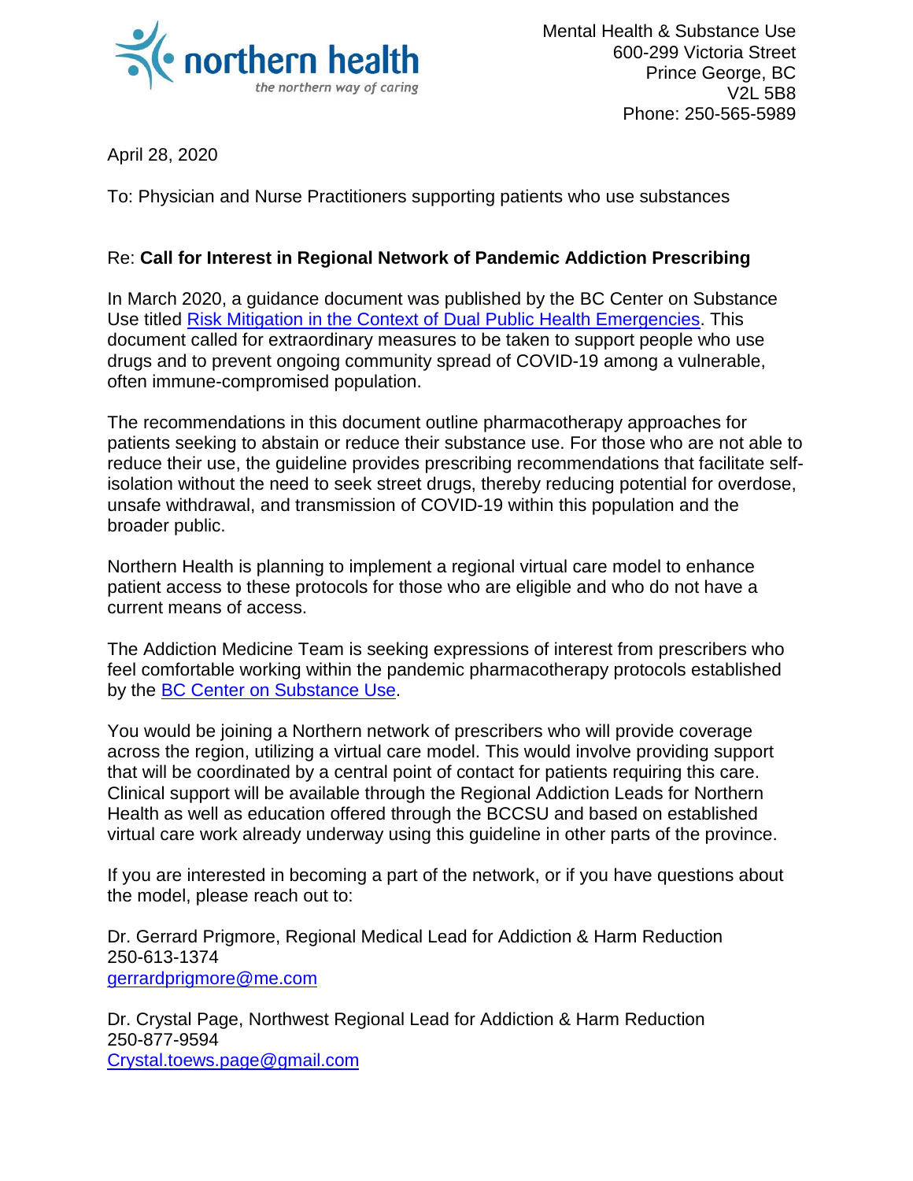northern health
*the northern way of caring*

Mental Health & Substance Use
600-299 Victoria Street
Prince George, BC
V2L 5B8
Phone: 250-565-5989

April 28, 2020

To: Physician and Nurse Practitioners supporting patients who use substances

Re: **Call for Interest in Regional Network of Pandemic Addiction Prescribing**

In March 2020, a guidance document was published by the BC Center on Substance Use titled Risk Mitigation in the Context of Dual Public Health Emergencies. This document called for extraordinary measures to be taken to support people who use drugs and to prevent ongoing community spread of COVID-19 among a vulnerable, often immune-compromised population.

The recommendations in this document outline pharmacotherapy approaches for patients seeking to abstain or reduce their substance use. For those who are not able to reduce their use, the guideline provides prescribing recommendations that facilitate self-isolation without the need to seek street drugs, thereby reducing potential for overdose, unsafe withdrawal, and transmission of COVID-19 within this population and the broader public.

Northern Health is planning to implement a regional virtual care model to enhance patient access to these protocols for those who are eligible and who do not have a current means of access.

The Addiction Medicine Team is seeking expressions of interest from prescribers who feel comfortable working within the pandemic pharmacotherapy protocols established by the BC Center on Substance Use.

You would be joining a Northern network of prescribers who will provide coverage across the region, utilizing a virtual care model. This would involve providing support that will be coordinated by a central point of contact for patients requiring this care. Clinical support will be available through the Regional Addiction Leads for Northern Health as well as education offered through the BCCSU and based on established virtual care work already underway using this guideline in other parts of the province.

If you are interested in becoming a part of the network, or if you have questions about the model, please reach out to:

Dr. Gerrard Prigmore, Regional Medical Lead for Addiction & Harm Reduction
250-613-1374
gerrardprigmore@me.com

Dr. Crystal Page, Northwest Regional Lead for Addiction & Harm Reduction
250-877-9594
Crystal.toews.page@gmail.com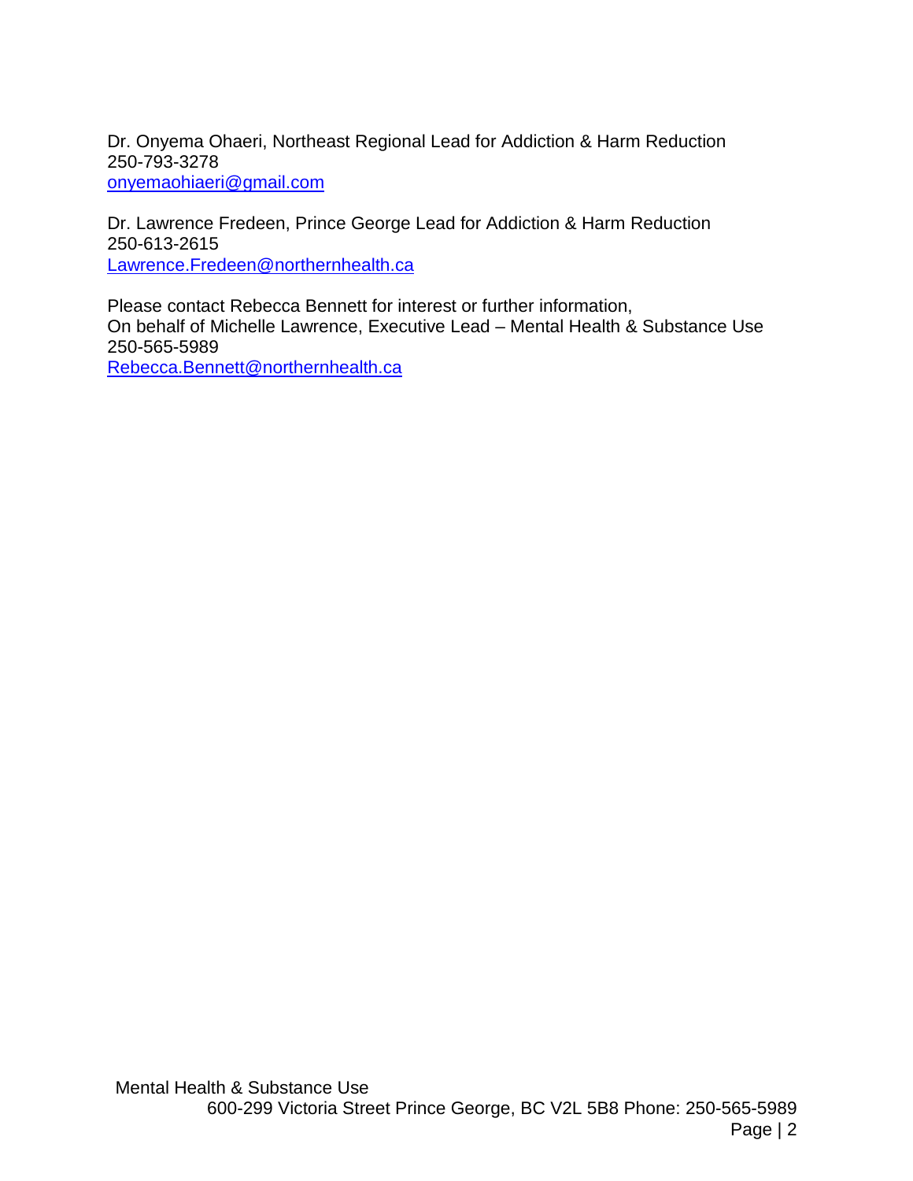Dr. Onyema Ohaeri, Northeast Regional Lead for Addiction & Harm Reduction
250-793-3278
onyemaohiaeri@gmail.com

Dr. Lawrence Fredeen, Prince George Lead for Addiction & Harm Reduction
250-613-2615
Lawrence.Fredeen@northernhealth.ca

Please contact Rebecca Bennett for interest or further information,
On behalf of Michelle Lawrence, Executive Lead – Mental Health & Substance Use
250-565-5989
Rebecca.Bennett@northernhealth.ca